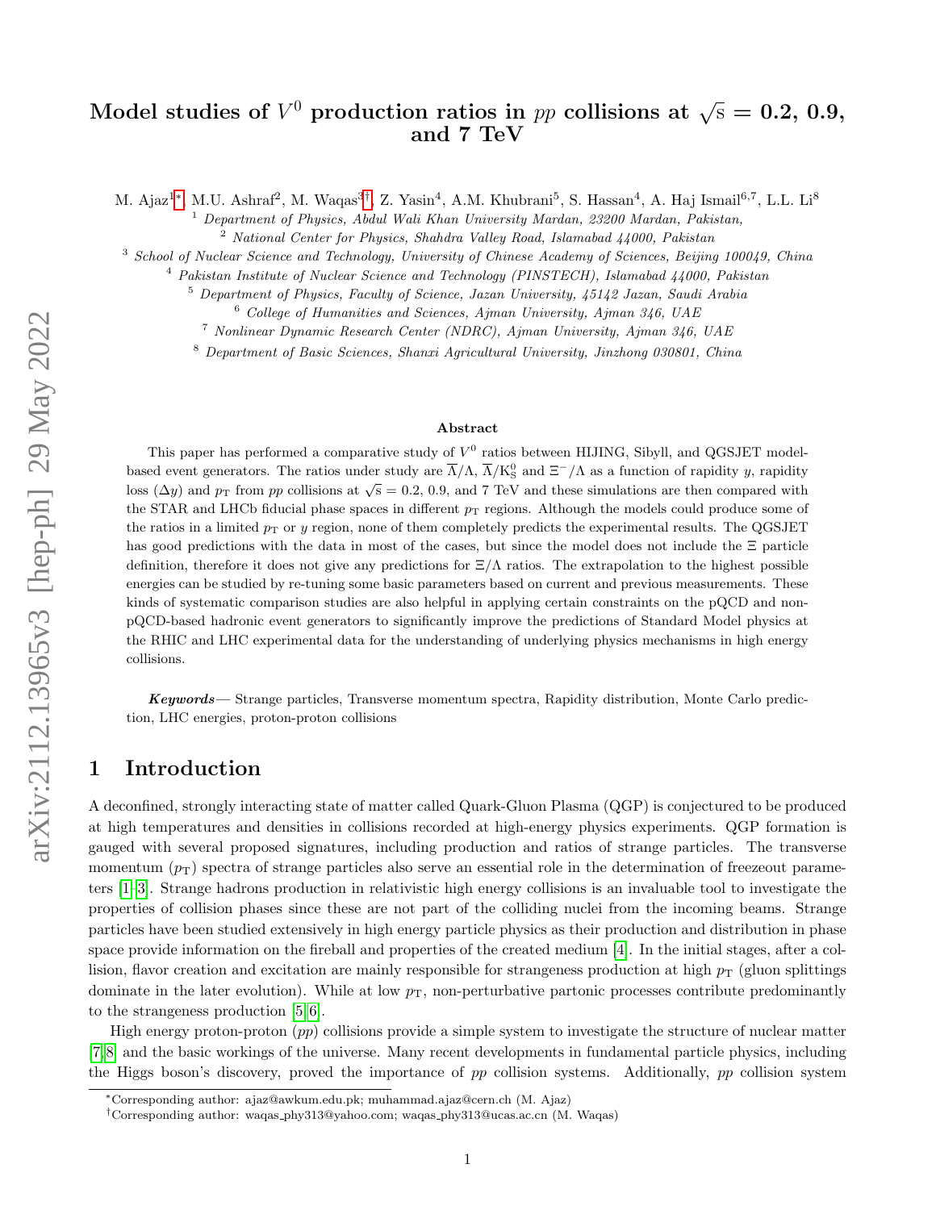# Model studies of $V^0$ production ratios in $pp$ collisions at $\sqrt{s} = 0.2$, 0.9, and 7 TeV

M. Ajaz[1*], M.U. Ashraf[2], M. Waqas[3†], Z. Yasin[4], A.M. Khubrani[5], S. Hassan[4], A. Haj Ismail[6,7], L.L. Li[8]

[1] *Department of Physics, Abdul Wali Khan University Mardan, 23200 Mardan, Pakistan,*

[2] *National Center for Physics, Shahdra Valley Road, Islamabad 44000, Pakistan*

[3] *School of Nuclear Science and Technology, University of Chinese Academy of Sciences, Beijing 100049, China*

[4] *Pakistan Institute of Nuclear Science and Technology (PINSTECH), Islamabad 44000, Pakistan*

[5] *Department of Physics, Faculty of Science, Jazan University, 45142 Jazan, Saudi Arabia*

[6] *College of Humanities and Sciences, Ajman University, Ajman 346, UAE*

[7] *Nonlinear Dynamic Research Center (NDRC), Ajman University, Ajman 346, UAE*

[8] *Department of Basic Sciences, Shanxi Agricultural University, Jinzhong 030801, China*

### Abstract

This paper has performed a comparative study of $V^0$ ratios between HIJING, Sibyll, and QGSJET model-based event generators. The ratios under study are $\overline{\Lambda}/\Lambda$, $\overline{\Lambda}/\mathrm{K^0_S}$ and $\Xi^-/\Lambda$ as a function of rapidity $y$, rapidity loss $(\Delta y)$ and $p_\mathrm{T}$ from $pp$ collisions at $\sqrt{s} = 0.2$, 0.9, and 7 TeV and these simulations are then compared with the STAR and LHCb fiducial phase spaces in different $p_\mathrm{T}$ regions. Although the models could produce some of the ratios in a limited $p_\mathrm{T}$ or $y$ region, none of them completely predicts the experimental results. The QGSJET has good predictions with the data in most of the cases, but since the model does not include the $\Xi$ particle definition, therefore it does not give any predictions for $\Xi/\Lambda$ ratios. The extrapolation to the highest possible energies can be studied by re-tuning some basic parameters based on current and previous measurements. These kinds of systematic comparison studies are also helpful in applying certain constraints on the pQCD and non-pQCD-based hadronic event generators to significantly improve the predictions of Standard Model physics at the RHIC and LHC experimental data for the understanding of underlying physics mechanisms in high energy collisions.

***Keywords***— Strange particles, Transverse momentum spectra, Rapidity distribution, Monte Carlo prediction, LHC energies, proton-proton collisions

## 1 Introduction

A deconfined, strongly interacting state of matter called Quark-Gluon Plasma (QGP) is conjectured to be produced at high temperatures and densities in collisions recorded at high-energy physics experiments. QGP formation is gauged with several proposed signatures, including production and ratios of strange particles. The transverse momentum ($p_\mathrm{T}$) spectra of strange particles also serve an essential role in the determination of freezeout parameters [1–3]. Strange hadrons production in relativistic high energy collisions is an invaluable tool to investigate the properties of collision phases since these are not part of the colliding nuclei from the incoming beams. Strange particles have been studied extensively in high energy particle physics as their production and distribution in phase space provide information on the fireball and properties of the created medium [4]. In the initial stages, after a collision, flavor creation and excitation are mainly responsible for strangeness production at high $p_\mathrm{T}$ (gluon splittings dominate in the later evolution). While at low $p_\mathrm{T}$, non-perturbative partonic processes contribute predominantly to the strangeness production [5, 6].

High energy proton-proton ($pp$) collisions provide a simple system to investigate the structure of nuclear matter [7, 8] and the basic workings of the universe. Many recent developments in fundamental particle physics, including the Higgs boson's discovery, proved the importance of $pp$ collision systems. Additionally, $pp$ collision system

*Corresponding author: ajaz@awkum.edu.pk; muhammad.ajaz@cern.ch (M. Ajaz)

†Corresponding author: waqas_phy313@yahoo.com; waqas_phy313@ucas.ac.cn (M. Waqas)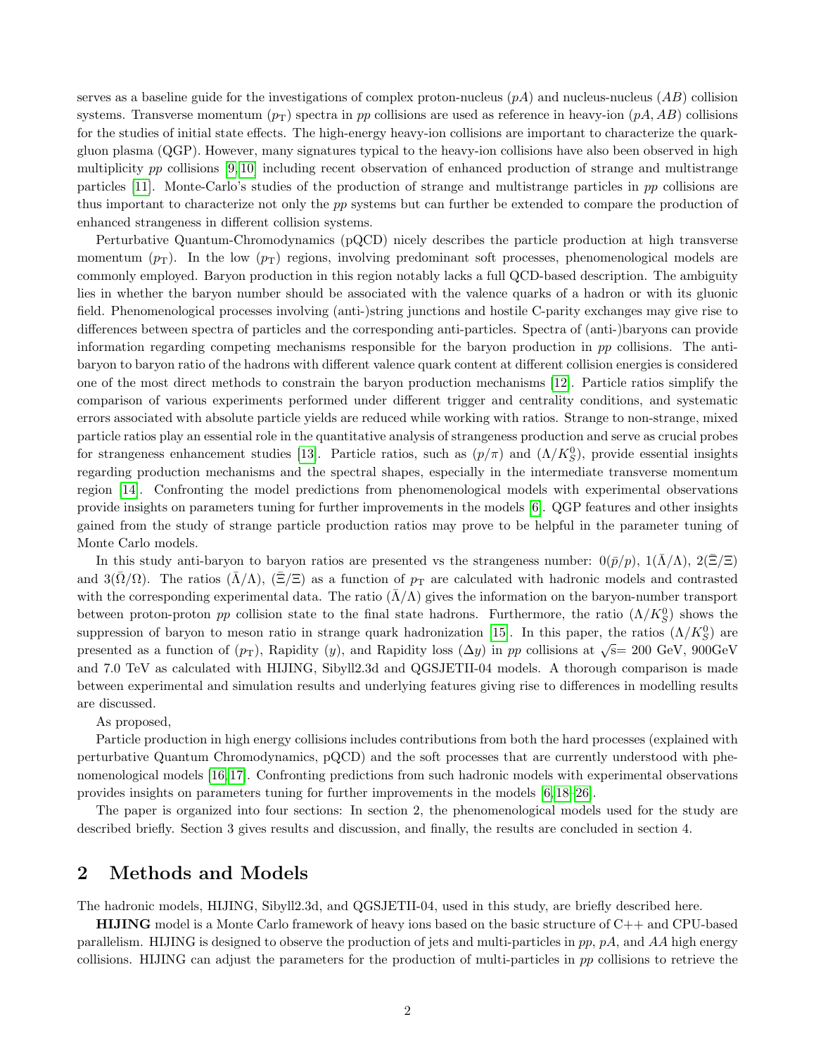serves as a baseline guide for the investigations of complex proton-nucleus ($pA$) and nucleus-nucleus ($AB$) collision systems. Transverse momentum ($p_{\rm T}$) spectra in $pp$ collisions are used as reference in heavy-ion ($pA$, $AB$) collisions for the studies of initial state effects. The high-energy heavy-ion collisions are important to characterize the quark-gluon plasma (QGP). However, many signatures typical to the heavy-ion collisions have also been observed in high multiplicity $pp$ collisions [9, 10] including recent observation of enhanced production of strange and multistrange particles [11]. Monte-Carlo's studies of the production of strange and multistrange particles in $pp$ collisions are thus important to characterize not only the $pp$ systems but can further be extended to compare the production of enhanced strangeness in different collision systems.

Perturbative Quantum-Chromodynamics (pQCD) nicely describes the particle production at high transverse momentum ($p_{\rm T}$). In the low ($p_{\rm T}$) regions, involving predominant soft processes, phenomenological models are commonly employed. Baryon production in this region notably lacks a full QCD-based description. The ambiguity lies in whether the baryon number should be associated with the valence quarks of a hadron or with its gluonic field. Phenomenological processes involving (anti-)string junctions and hostile C-parity exchanges may give rise to differences between spectra of particles and the corresponding anti-particles. Spectra of (anti-)baryons can provide information regarding competing mechanisms responsible for the baryon production in $pp$ collisions. The anti-baryon to baryon ratio of the hadrons with different valence quark content at different collision energies is considered one of the most direct methods to constrain the baryon production mechanisms [12]. Particle ratios simplify the comparison of various experiments performed under different trigger and centrality conditions, and systematic errors associated with absolute particle yields are reduced while working with ratios. Strange to non-strange, mixed particle ratios play an essential role in the quantitative analysis of strangeness production and serve as crucial probes for strangeness enhancement studies [13]. Particle ratios, such as ($p/\pi$) and ($\Lambda/K^0_S$), provide essential insights regarding production mechanisms and the spectral shapes, especially in the intermediate transverse momentum region [14]. Confronting the model predictions from phenomenological models with experimental observations provide insights on parameters tuning for further improvements in the models [6]. QGP features and other insights gained from the study of strange particle production ratios may prove to be helpful in the parameter tuning of Monte Carlo models.

In this study anti-baryon to baryon ratios are presented vs the strangeness number: $0(\bar{p}/p)$, $1(\bar{\Lambda}/\Lambda)$, $2(\bar{\Xi}/\Xi)$ and $3(\bar{\Omega}/\Omega)$. The ratios ($\bar{\Lambda}/\Lambda$), ($\bar{\Xi}/\Xi$) as a function of $p_{\rm T}$ are calculated with hadronic models and contrasted with the corresponding experimental data. The ratio ($\bar{\Lambda}/\Lambda$) gives the information on the baryon-number transport between proton-proton $pp$ collision state to the final state hadrons. Furthermore, the ratio ($\Lambda/K^0_S$) shows the suppression of baryon to meson ratio in strange quark hadronization [15]. In this paper, the ratios ($\Lambda/K^0_S$) are presented as a function of ($p_{\rm T}$), Rapidity ($y$), and Rapidity loss ($\Delta y$) in $pp$ collisions at $\sqrt{\rm s}$= 200 GeV, 900GeV and 7.0 TeV as calculated with HIJING, Sibyll2.3d and QGSJETII-04 models. A thorough comparison is made between experimental and simulation results and underlying features giving rise to differences in modelling results are discussed.

As proposed,

Particle production in high energy collisions includes contributions from both the hard processes (explained with perturbative Quantum Chromodynamics, pQCD) and the soft processes that are currently understood with phenomenological models [16, 17]. Confronting predictions from such hadronic models with experimental observations provides insights on parameters tuning for further improvements in the models [6, 18–26].

The paper is organized into four sections: In section 2, the phenomenological models used for the study are described briefly. Section 3 gives results and discussion, and finally, the results are concluded in section 4.

## 2 Methods and Models

The hadronic models, HIJING, Sibyll2.3d, and QGSJETII-04, used in this study, are briefly described here.

**HIJING** model is a Monte Carlo framework of heavy ions based on the basic structure of C++ and CPU-based parallelism. HIJING is designed to observe the production of jets and multi-particles in $pp$, $pA$, and $AA$ high energy collisions. HIJING can adjust the parameters for the production of multi-particles in $pp$ collisions to retrieve the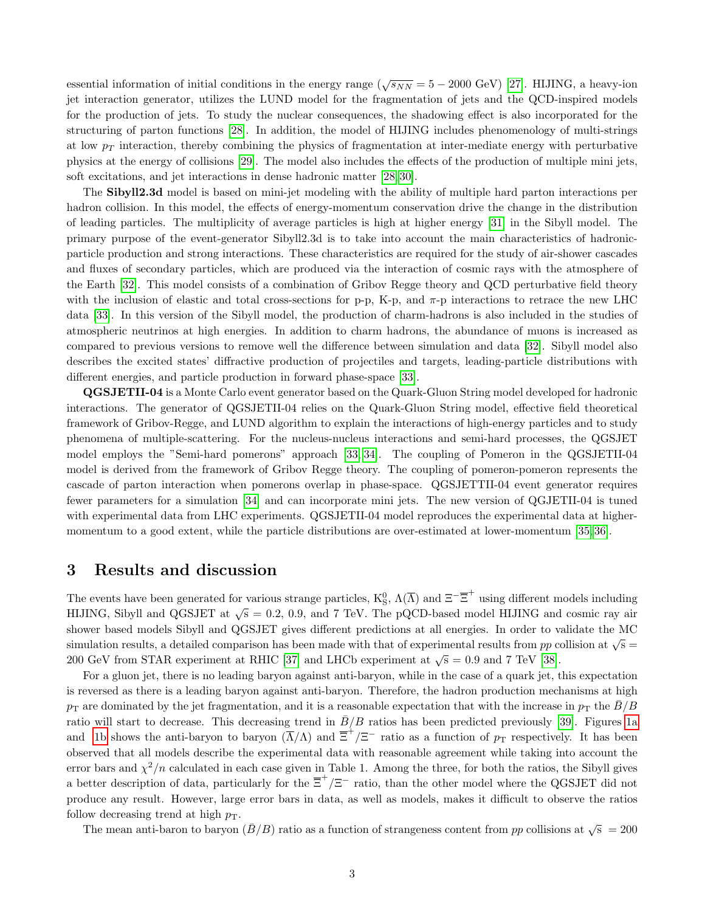essential information of initial conditions in the energy range ($\sqrt{s_{NN}} = 5 - 2000$ GeV) [27]. HIJING, a heavy-ion jet interaction generator, utilizes the LUND model for the fragmentation of jets and the QCD-inspired models for the production of jets. To study the nuclear consequences, the shadowing effect is also incorporated for the structuring of parton functions [28]. In addition, the model of HIJING includes phenomenology of multi-strings at low $p_T$ interaction, thereby combining the physics of fragmentation at inter-mediate energy with perturbative physics at the energy of collisions [29]. The model also includes the effects of the production of multiple mini jets, soft excitations, and jet interactions in dense hadronic matter [28,30].

The **Sibyll2.3d** model is based on mini-jet modeling with the ability of multiple hard parton interactions per hadron collision. In this model, the effects of energy-momentum conservation drive the change in the distribution of leading particles. The multiplicity of average particles is high at higher energy [31] in the Sibyll model. The primary purpose of the event-generator Sibyll2.3d is to take into account the main characteristics of hadronic-particle production and strong interactions. These characteristics are required for the study of air-shower cascades and fluxes of secondary particles, which are produced via the interaction of cosmic rays with the atmosphere of the Earth [32]. This model consists of a combination of Gribov Regge theory and QCD perturbative field theory with the inclusion of elastic and total cross-sections for p-p, K-p, and $\pi$-p interactions to retrace the new LHC data [33]. In this version of the Sibyll model, the production of charm-hadrons is also included in the studies of atmospheric neutrinos at high energies. In addition to charm hadrons, the abundance of muons is increased as compared to previous versions to remove well the difference between simulation and data [32]. Sibyll model also describes the excited states' diffractive production of projectiles and targets, leading-particle distributions with different energies, and particle production in forward phase-space [33].

**QGSJETII-04** is a Monte Carlo event generator based on the Quark-Gluon String model developed for hadronic interactions. The generator of QGSJETII-04 relies on the Quark-Gluon String model, effective field theoretical framework of Gribov-Regge, and LUND algorithm to explain the interactions of high-energy particles and to study phenomena of multiple-scattering. For the nucleus-nucleus interactions and semi-hard processes, the QGSJET model employs the "Semi-hard pomerons" approach [33,34]. The coupling of Pomeron in the QGSJETII-04 model is derived from the framework of Gribov Regge theory. The coupling of pomeron-pomeron represents the cascade of parton interaction when pomerons overlap in phase-space. QGSJETTII-04 event generator requires fewer parameters for a simulation [34] and can incorporate mini jets. The new version of QGJETII-04 is tuned with experimental data from LHC experiments. QGSJETII-04 model reproduces the experimental data at higher-momentum to a good extent, while the particle distributions are over-estimated at lower-momentum [35,36].

## 3 Results and discussion

The events have been generated for various strange particles, $K^0_S$, $\Lambda(\overline{\Lambda})$ and $\Xi^-\overline{\Xi}^+$ using different models including HIJING, Sibyll and QGSJET at $\sqrt{s} = 0.2$, 0.9, and 7 TeV. The pQCD-based model HIJING and cosmic ray air shower based models Sibyll and QGSJET gives different predictions at all energies. In order to validate the MC simulation results, a detailed comparison has been made with that of experimental results from $pp$ collision at $\sqrt{s} =$ 200 GeV from STAR experiment at RHIC [37] and LHCb experiment at $\sqrt{s} = 0.9$ and 7 TeV [38].

For a gluon jet, there is no leading baryon against anti-baryon, while in the case of a quark jet, this expectation is reversed as there is a leading baryon against anti-baryon. Therefore, the hadron production mechanisms at high $p_T$ are dominated by the jet fragmentation, and it is a reasonable expectation that with the increase in $p_T$ the $\bar{B}/B$ ratio will start to decrease. This decreasing trend in $\bar{B}/B$ ratios has been predicted previously [39]. Figures 1a and 1b shows the anti-baryon to baryon ($\overline{\Lambda}/\Lambda$) and $\overline{\Xi}^+/\Xi^-$ ratio as a function of $p_T$ respectively. It has been observed that all models describe the experimental data with reasonable agreement while taking into account the error bars and $\chi^2/n$ calculated in each case given in Table 1. Among the three, for both the ratios, the Sibyll gives a better description of data, particularly for the $\overline{\Xi}^+/\Xi^-$ ratio, than the other model where the QGSJET did not produce any result. However, large error bars in data, as well as models, makes it difficult to observe the ratios follow decreasing trend at high $p_T$.

The mean anti-baron to baryon ($\bar{B}/B$) ratio as a function of strangeness content from $pp$ collisions at $\sqrt{s} = 200$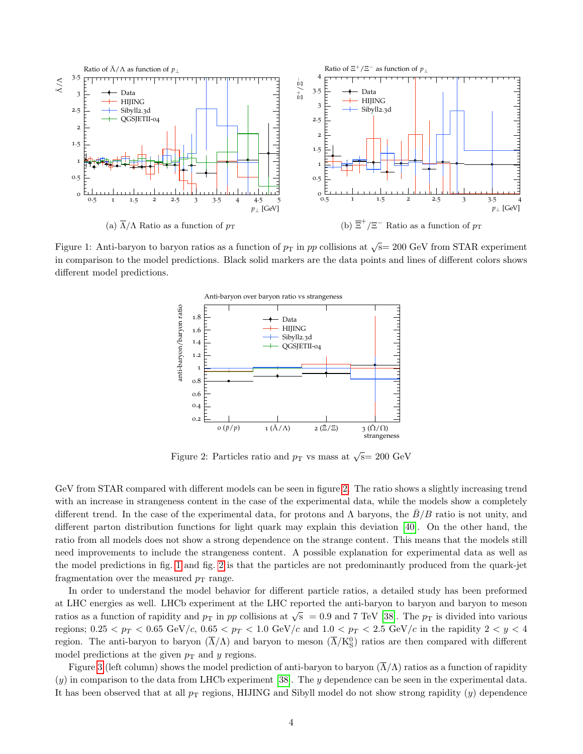(a) $\overline{\Lambda}/\Lambda$ Ratio as a function of $p_{\mathrm{T}}$

(b) $\overline{\Xi}^{+}/\Xi^{-}$ Ratio as a function of $p_{\mathrm{T}}$

Figure 1: Anti-baryon to baryon ratios as a function of $p_{\mathrm{T}}$ in *pp* collisions at $\sqrt{\mathrm{s}}$= 200 GeV from STAR experiment in comparison to the model predictions. Black solid markers are the data points and lines of different colors shows different model predictions.

Figure 2: Particles ratio and $p_{\mathrm{T}}$ vs mass at $\sqrt{\mathrm{s}}$= 200 GeV

GeV from STAR compared with different models can be seen in figure 2. The ratio shows a slightly increasing trend with an increase in strangeness content in the case of the experimental data, while the models show a completely different trend. In the case of the experimental data, for protons and $\Lambda$ baryons, the $\bar{B}/B$ ratio is not unity, and different parton distribution functions for light quark may explain this deviation [40]. On the other hand, the ratio from all models does not show a strong dependence on the strange content. This means that the models still need improvements to include the strangeness content. A possible explanation for experimental data as well as the model predictions in fig. 1 and fig. 2 is that the particles are not predominantly produced from the quark-jet fragmentation over the measured $p_{\mathrm{T}}$ range.

In order to understand the model behavior for different particle ratios, a detailed study has been preformed at LHC energies as well. LHCb experiment at the LHC reported the anti-baryon to baryon and baryon to meson ratios as a function of rapidity and $p_{\mathrm{T}}$ in *pp* collisions at $\sqrt{s}$ = 0.9 and 7 TeV [38]. The $p_{\mathrm{T}}$ is divided into various regions; $0.25 < p_T < 0.65$ GeV/$c$, $0.65 < p_T < 1.0$ GeV/$c$ and $1.0 < p_T < 2.5$ GeV/$c$ in the rapidity $2 < y < 4$ region. The anti-baryon to baryon ($\overline{\Lambda}/\Lambda$) and baryon to meson ($\overline{\Lambda}/\mathrm{K}^0_{\mathrm{S}}$) ratios are then compared with different model predictions at the given $p_{\mathrm{T}}$ and $y$ regions.

Figure 3 (left column) shows the model prediction of anti-baryon to baryon ($\overline{\Lambda}/\Lambda$) ratios as a function of rapidity ($y$) in comparison to the data from LHCb experiment [38]. The $y$ dependence can be seen in the experimental data. It has been observed that at all $p_{\mathrm{T}}$ regions, HIJING and Sibyll model do not show strong rapidity ($y$) dependence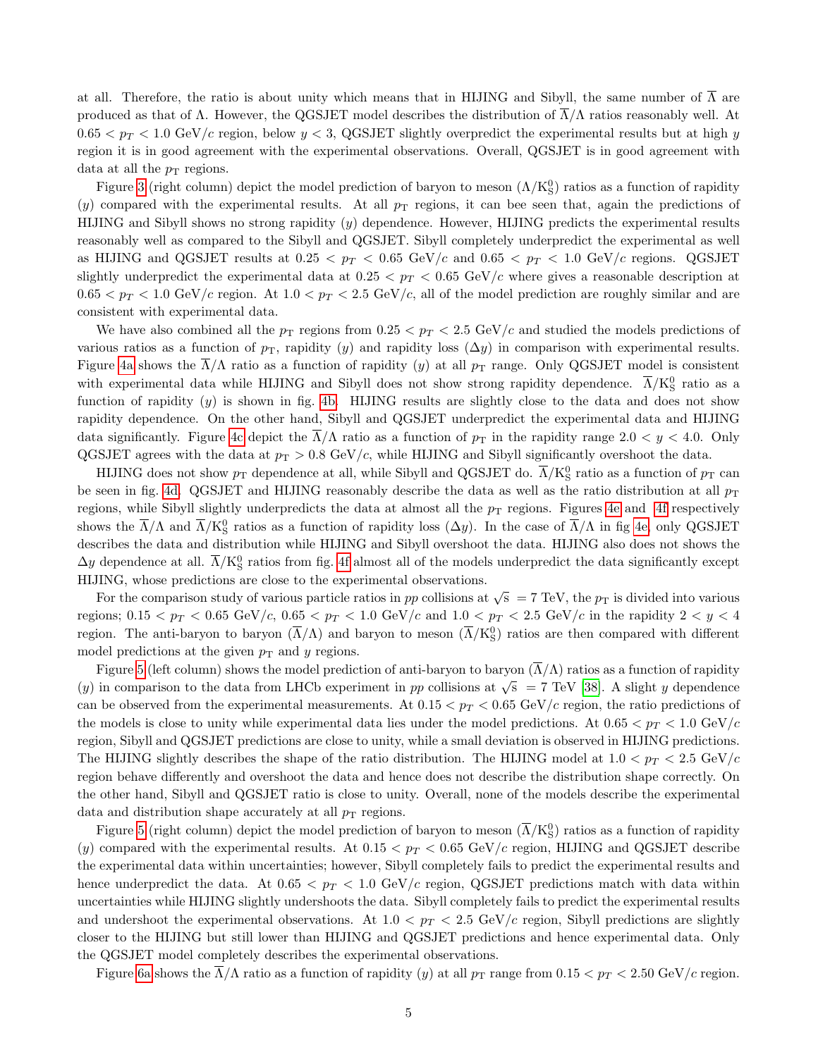at all. Therefore, the ratio is about unity which means that in HIJING and Sibyll, the same number of $\overline{\Lambda}$ are produced as that of $\Lambda$. However, the QGSJET model describes the distribution of $\overline{\Lambda}/\Lambda$ ratios reasonably well. At $0.65 < p_T < 1.0$ GeV/$c$ region, below $y < 3$, QGSJET slightly overpredict the experimental results but at high $y$ region it is in good agreement with the experimental observations. Overall, QGSJET is in good agreement with data at all the $p_{\mathrm{T}}$ regions.

Figure 3 (right column) depict the model prediction of baryon to meson ($\Lambda/\mathrm{K}^0_\mathrm{S}$) ratios as a function of rapidity ($y$) compared with the experimental results. At all $p_{\mathrm{T}}$ regions, it can bee seen that, again the predictions of HIJING and Sibyll shows no strong rapidity ($y$) dependence. However, HIJING predicts the experimental results reasonably well as compared to the Sibyll and QGSJET. Sibyll completely underpredict the experimental as well as HIJING and QGSJET results at $0.25 < p_T < 0.65$ GeV/$c$ and $0.65 < p_T < 1.0$ GeV/$c$ regions. QGSJET slightly underpredict the experimental data at $0.25 < p_T < 0.65$ GeV/$c$ where gives a reasonable description at $0.65 < p_T < 1.0$ GeV/$c$ region. At $1.0 < p_T < 2.5$ GeV/$c$, all of the model prediction are roughly similar and are consistent with experimental data.

We have also combined all the $p_{\mathrm{T}}$ regions from $0.25 < p_{\mathrm{T}} < 2.5$ GeV/$c$ and studied the models predictions of various ratios as a function of $p_{\mathrm{T}}$, rapidity ($y$) and rapidity loss ($\Delta y$) in comparison with experimental results. Figure 4a shows the $\overline{\Lambda}/\Lambda$ ratio as a function of rapidity ($y$) at all $p_{\mathrm{T}}$ range. Only QGSJET model is consistent with experimental data while HIJING and Sibyll does not show strong rapidity dependence. $\overline{\Lambda}/\mathrm{K}^0_\mathrm{S}$ ratio as a function of rapidity ($y$) is shown in fig. 4b. HIJING results are slightly close to the data and does not show rapidity dependence. On the other hand, Sibyll and QGSJET underpredict the experimental data and HIJING data significantly. Figure 4c depict the $\overline{\Lambda}/\Lambda$ ratio as a function of $p_{\mathrm{T}}$ in the rapidity range $2.0 < y < 4.0$. Only QGSJET agrees with the data at $p_{\mathrm{T}} > 0.8$ GeV/$c$, while HIJING and Sibyll significantly overshoot the data.

HIJING does not show $p_{\mathrm{T}}$ dependence at all, while Sibyll and QGSJET do. $\overline{\Lambda}/\mathrm{K}^0_\mathrm{S}$ ratio as a function of $p_{\mathrm{T}}$ can be seen in fig. 4d. QGSJET and HIJING reasonably describe the data as well as the ratio distribution at all $p_{\mathrm{T}}$ regions, while Sibyll slightly underpredicts the data at almost all the $p_{\mathrm{T}}$ regions. Figures 4e and 4f respectively shows the $\overline{\Lambda}/\Lambda$ and $\overline{\Lambda}/\mathrm{K}^0_\mathrm{S}$ ratios as a function of rapidity loss ($\Delta y$). In the case of $\overline{\Lambda}/\Lambda$ in fig 4e, only QGSJET describes the data and distribution while HIJING and Sibyll overshoot the data. HIJING also does not shows the $\Delta y$ dependence at all. $\overline{\Lambda}/\mathrm{K}^0_\mathrm{S}$ ratios from fig. 4f almost all of the models underpredict the data significantly except HIJING, whose predictions are close to the experimental observations.

For the comparison study of various particle ratios in $pp$ collisions at $\sqrt{\mathrm{s}} = 7$ TeV, the $p_{\mathrm{T}}$ is divided into various regions; $0.15 < p_T < 0.65$ GeV/$c$, $0.65 < p_T < 1.0$ GeV/$c$ and $1.0 < p_T < 2.5$ GeV/$c$ in the rapidity $2 < y < 4$ region. The anti-baryon to baryon ($\overline{\Lambda}/\Lambda$) and baryon to meson ($\overline{\Lambda}/\mathrm{K}^0_\mathrm{S}$) ratios are then compared with different model predictions at the given $p_{\mathrm{T}}$ and $y$ regions.

Figure 5 (left column) shows the model prediction of anti-baryon to baryon ($\overline{\Lambda}/\Lambda$) ratios as a function of rapidity ($y$) in comparison to the data from LHCb experiment in $pp$ collisions at $\sqrt{\mathrm{s}} = 7$ TeV [38]. A slight $y$ dependence can be observed from the experimental measurements. At $0.15 < p_T < 0.65$ GeV/$c$ region, the ratio predictions of the models is close to unity while experimental data lies under the model predictions. At $0.65 < p_T < 1.0$ GeV/$c$ region, Sibyll and QGSJET predictions are close to unity, while a small deviation is observed in HIJING predictions. The HIJING slightly describes the shape of the ratio distribution. The HIJING model at $1.0 < p_T < 2.5$ GeV/$c$ region behave differently and overshoot the data and hence does not describe the distribution shape correctly. On the other hand, Sibyll and QGSJET ratio is close to unity. Overall, none of the models describe the experimental data and distribution shape accurately at all $p_{\mathrm{T}}$ regions.

Figure 5 (right column) depict the model prediction of baryon to meson ($\overline{\Lambda}/\mathrm{K}^0_\mathrm{S}$) ratios as a function of rapidity ($y$) compared with the experimental results. At $0.15 < p_T < 0.65$ GeV/$c$ region, HIJING and QGSJET describe the experimental data within uncertainties; however, Sibyll completely fails to predict the experimental results and hence underpredict the data. At $0.65 < p_T < 1.0$ GeV/$c$ region, QGSJET predictions match with data within uncertainties while HIJING slightly undershoots the data. Sibyll completely fails to predict the experimental results and undershoot the experimental observations. At $1.0 < p_T < 2.5$ GeV/$c$ region, Sibyll predictions are slightly closer to the HIJING but still lower than HIJING and QGSJET predictions and hence experimental data. Only the QGSJET model completely describes the experimental observations.

Figure 6a shows the $\overline{\Lambda}/\Lambda$ ratio as a function of rapidity ($y$) at all $p_{\mathrm{T}}$ range from $0.15 < p_T < 2.50$ GeV/$c$ region.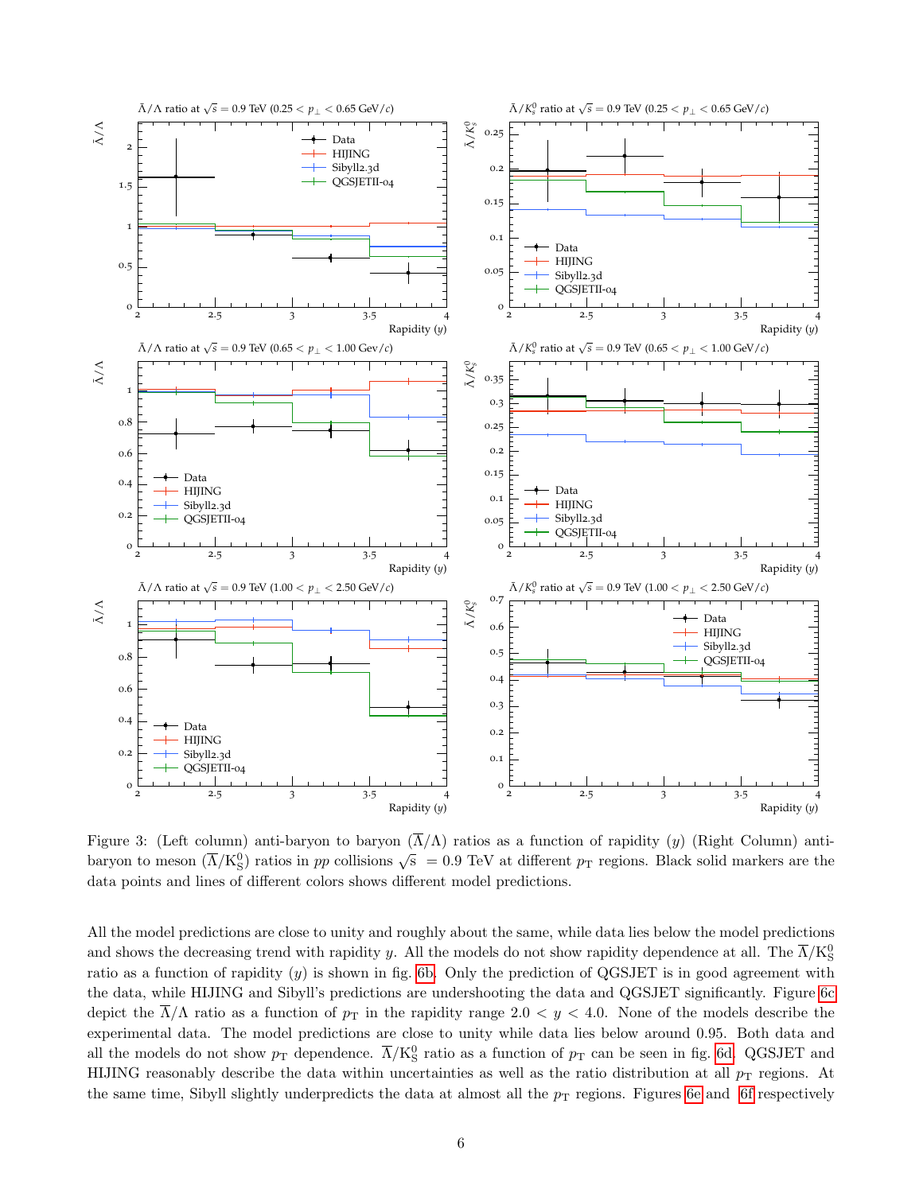Figure 3: (Left column) anti-baryon to baryon ($\overline{\Lambda}/\Lambda$) ratios as a function of rapidity ($y$) (Right Column) anti-baryon to meson ($\overline{\Lambda}/\mathrm{K}^0_\mathrm{S}$) ratios in $pp$ collisions $\sqrt{s}$ = 0.9 TeV at different $p_\mathrm{T}$ regions. Black solid markers are the data points and lines of different colors shows different model predictions.

All the model predictions are close to unity and roughly about the same, while data lies below the model predictions and shows the decreasing trend with rapidity $y$. All the models do not show rapidity dependence at all. The $\overline{\Lambda}/\mathrm{K}^0_\mathrm{S}$ ratio as a function of rapidity ($y$) is shown in fig. 6b. Only the prediction of QGSJET is in good agreement with the data, while HIJING and Sibyll's predictions are undershooting the data and QGSJET significantly. Figure 6c depict the $\overline{\Lambda}/\Lambda$ ratio as a function of $p_\mathrm{T}$ in the rapidity range $2.0 < y < 4.0$. None of the models describe the experimental data. The model predictions are close to unity while data lies below around 0.95. Both data and all the models do not show $p_\mathrm{T}$ dependence. $\overline{\Lambda}/\mathrm{K}^0_\mathrm{S}$ ratio as a function of $p_\mathrm{T}$ can be seen in fig. 6d. QGSJET and HIJING reasonably describe the data within uncertainties as well as the ratio distribution at all $p_\mathrm{T}$ regions. At the same time, Sibyll slightly underpredicts the data at almost all the $p_\mathrm{T}$ regions. Figures 6e and 6f respectively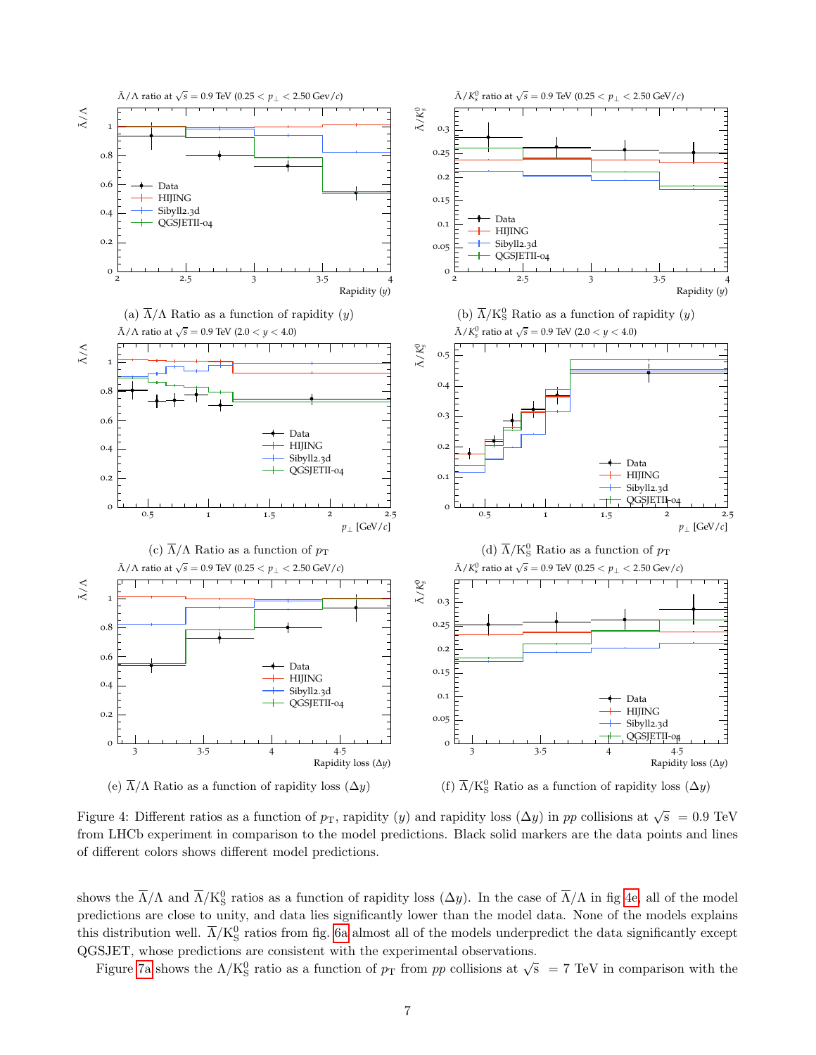(a) $\overline{\Lambda}/\Lambda$ Ratio as a function of rapidity ($y$)

(b) $\overline{\Lambda}/K^0_S$ Ratio as a function of rapidity ($y$)

(c) $\overline{\Lambda}/\Lambda$ Ratio as a function of $p_T$

(d) $\overline{\Lambda}/K^0_S$ Ratio as a function of $p_T$

(e) $\overline{\Lambda}/\Lambda$ Ratio as a function of rapidity loss ($\Delta y$)

(f) $\overline{\Lambda}/K^0_S$ Ratio as a function of rapidity loss ($\Delta y$)

Figure 4: Different ratios as a function of $p_T$, rapidity ($y$) and rapidity loss ($\Delta y$) in $pp$ collisions at $\sqrt{s}$ = 0.9 TeV from LHCb experiment in comparison to the model predictions. Black solid markers are the data points and lines of different colors shows different model predictions.

shows the $\overline{\Lambda}/\Lambda$ and $\overline{\Lambda}/K^0_S$ ratios as a function of rapidity loss ($\Delta y$). In the case of $\overline{\Lambda}/\Lambda$ in fig 4e, all of the model predictions are close to unity, and data lies significantly lower than the model data. None of the models explains this distribution well. $\overline{\Lambda}/K^0_S$ ratios from fig. 6a almost all of the models underpredict the data significantly except QGSJET, whose predictions are consistent with the experimental observations.

Figure 7a shows the $\Lambda/K^0_S$ ratio as a function of $p_T$ from $pp$ collisions at $\sqrt{s}$ = 7 TeV in comparison with the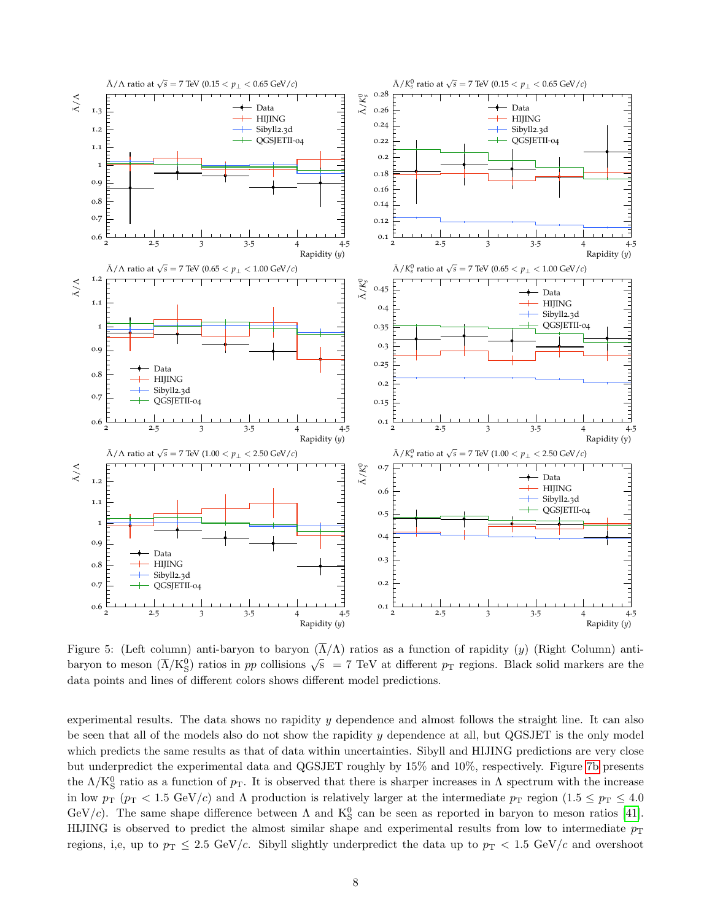Figure 5: (Left column) anti-baryon to baryon ($\overline{\Lambda}/\Lambda$) ratios as a function of rapidity ($y$) (Right Column) anti-baryon to meson ($\overline{\Lambda}/\mathrm{K^0_S}$) ratios in $pp$ collisions $\sqrt{s}$ = 7 TeV at different $p_{\mathrm{T}}$ regions. Black solid markers are the data points and lines of different colors shows different model predictions.

experimental results. The data shows no rapidity $y$ dependence and almost follows the straight line. It can also be seen that all of the models also do not show the rapidity $y$ dependence at all, but QGSJET is the only model which predicts the same results as that of data within uncertainties. Sibyll and HIJING predictions are very close but underpredict the experimental data and QGSJET roughly by 15% and 10%, respectively. Figure 7b presents the $\Lambda/\mathrm{K^0_S}$ ratio as a function of $p_{\mathrm{T}}$. It is observed that there is sharper increases in $\Lambda$ spectrum with the increase in low $p_{\mathrm{T}}$ ($p_{\mathrm{T}} < 1.5$ GeV/$c$) and $\Lambda$ production is relatively larger at the intermediate $p_{\mathrm{T}}$ region ($1.5 \leq p_{\mathrm{T}} \leq 4.0$ GeV/$c$). The same shape difference between $\Lambda$ and $\mathrm{K^0_S}$ can be seen as reported in baryon to meson ratios [41]. HIJING is observed to predict the almost similar shape and experimental results from low to intermediate $p_{\mathrm{T}}$ regions, i,e, up to $p_{\mathrm{T}} \leq 2.5$ GeV/$c$. Sibyll slightly underpredict the data up to $p_{\mathrm{T}} < 1.5$ GeV/$c$ and overshoot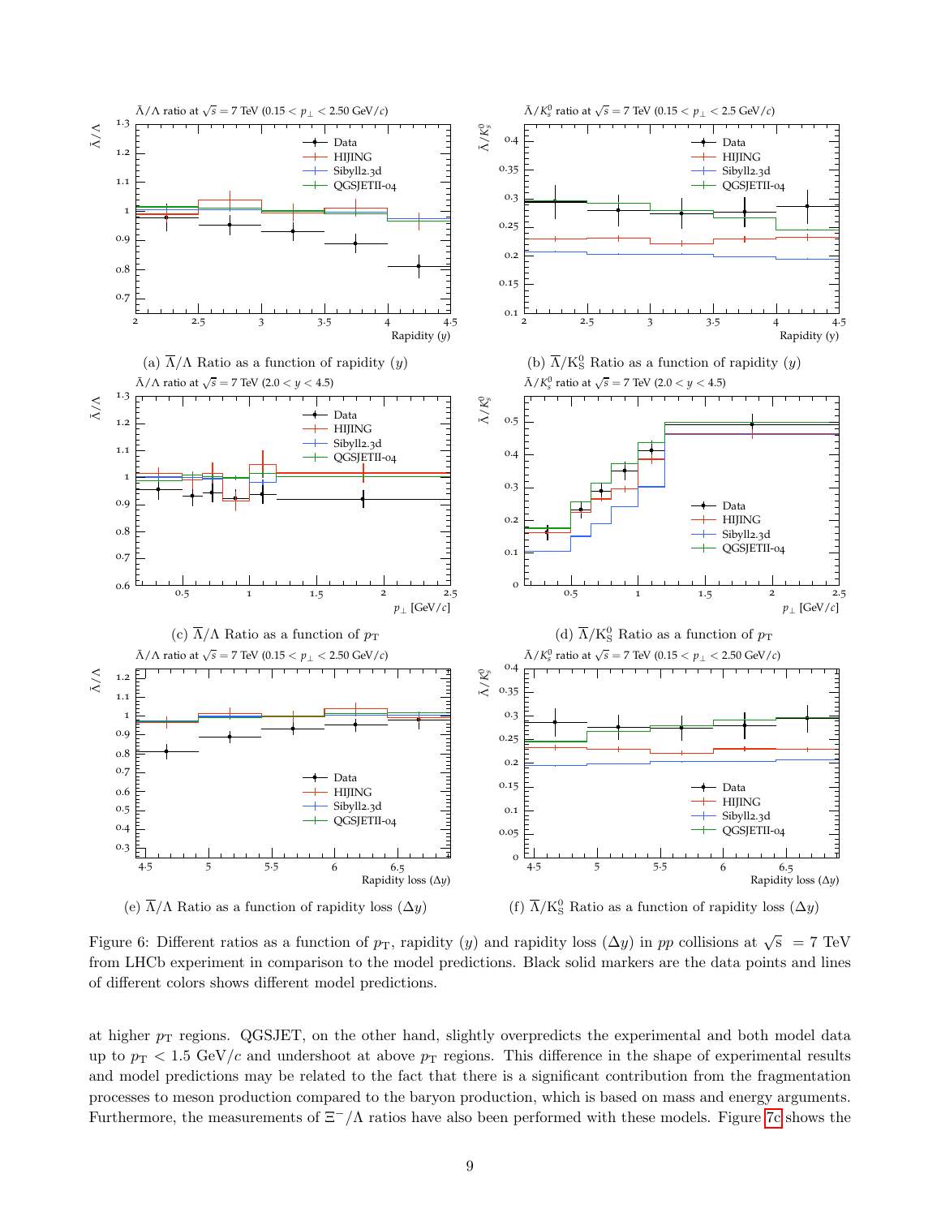(a) $\overline{\Lambda}/\Lambda$ Ratio as a function of rapidity $(y)$

(b) $\overline{\Lambda}/\mathrm{K}^0_\mathrm{S}$ Ratio as a function of rapidity $(y)$

(c) $\overline{\Lambda}/\Lambda$ Ratio as a function of $p_\mathrm{T}$

(d) $\overline{\Lambda}/\mathrm{K}^0_\mathrm{S}$ Ratio as a function of $p_\mathrm{T}$

(e) $\overline{\Lambda}/\Lambda$ Ratio as a function of rapidity loss $(\Delta y)$

(f) $\overline{\Lambda}/\mathrm{K}^0_\mathrm{S}$ Ratio as a function of rapidity loss $(\Delta y)$

Figure 6: Different ratios as a function of $p_\mathrm{T}$, rapidity $(y)$ and rapidity loss $(\Delta y)$ in $pp$ collisions at $\sqrt{s} = 7$ TeV from LHCb experiment in comparison to the model predictions. Black solid markers are the data points and lines of different colors shows different model predictions.

at higher $p_\mathrm{T}$ regions. QGSJET, on the other hand, slightly overpredicts the experimental and both model data up to $p_\mathrm{T} < 1.5$ GeV/$c$ and undershoot at above $p_\mathrm{T}$ regions. This difference in the shape of experimental results and model predictions may be related to the fact that there is a significant contribution from the fragmentation processes to meson production compared to the baryon production, which is based on mass and energy arguments. Furthermore, the measurements of $\Xi^-/\Lambda$ ratios have also been performed with these models. Figure 7c shows the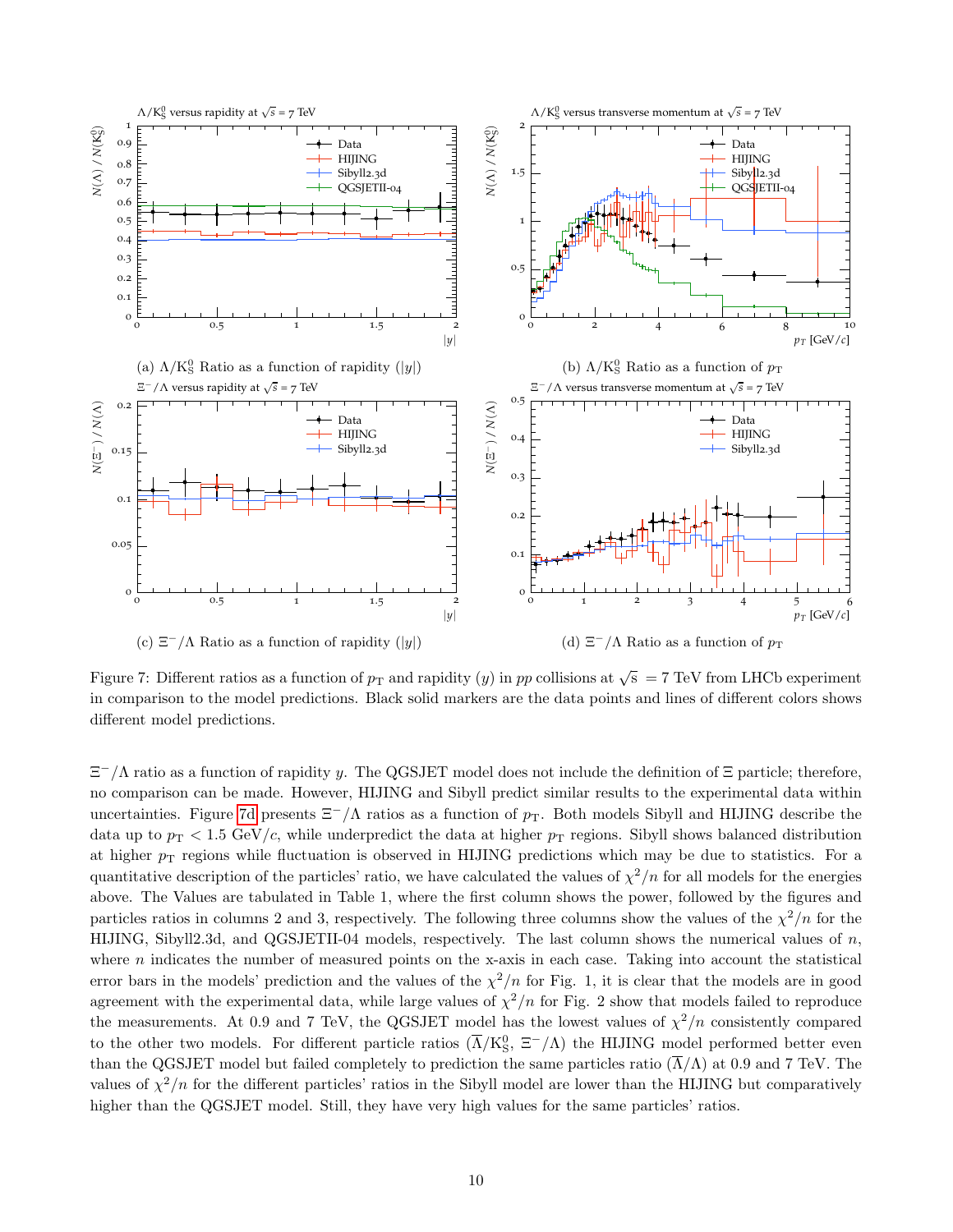(a) $\Lambda/\mathrm{K}^0_\mathrm{S}$ Ratio as a function of rapidity ($|y|$)

(b) $\Lambda/\mathrm{K}^0_\mathrm{S}$ Ratio as a function of $p_\mathrm{T}$

(c) $\Xi^-/\Lambda$ Ratio as a function of rapidity ($|y|$)

(d) $\Xi^-/\Lambda$ Ratio as a function of $p_\mathrm{T}$

Figure 7: Different ratios as a function of $p_\mathrm{T}$ and rapidity ($y$) in $pp$ collisions at $\sqrt{\mathrm{s}}\ = 7$ TeV from LHCb experiment in comparison to the model predictions. Black solid markers are the data points and lines of different colors shows different model predictions.

$\Xi^-/\Lambda$ ratio as a function of rapidity $y$. The QGSJET model does not include the definition of $\Xi$ particle; therefore, no comparison can be made. However, HIJING and Sibyll predict similar results to the experimental data within uncertainties. Figure 7d presents $\Xi^-/\Lambda$ ratios as a function of $p_\mathrm{T}$. Both models Sibyll and HIJING describe the data up to $p_\mathrm{T} < 1.5$ GeV/$c$, while underpredict the data at higher $p_\mathrm{T}$ regions. Sibyll shows balanced distribution at higher $p_\mathrm{T}$ regions while fluctuation is observed in HIJING predictions which may be due to statistics. For a quantitative description of the particles' ratio, we have calculated the values of $\chi^2/n$ for all models for the energies above. The Values are tabulated in Table 1, where the first column shows the power, followed by the figures and particles ratios in columns 2 and 3, respectively. The following three columns show the values of the $\chi^2/n$ for the HIJING, Sibyll2.3d, and QGSJETII-04 models, respectively. The last column shows the numerical values of $n$, where $n$ indicates the number of measured points on the x-axis in each case. Taking into account the statistical error bars in the models' prediction and the values of the $\chi^2/n$ for Fig. 1, it is clear that the models are in good agreement with the experimental data, while large values of $\chi^2/n$ for Fig. 2 show that models failed to reproduce the measurements. At 0.9 and 7 TeV, the QGSJET model has the lowest values of $\chi^2/n$ consistently compared to the other two models. For different particle ratios ($\overline{\Lambda}/\mathrm{K}^0_\mathrm{S}$, $\Xi^-/\Lambda$) the HIJING model performed better even than the QGSJET model but failed completely to prediction the same particles ratio ($\overline{\Lambda}/\Lambda$) at 0.9 and 7 TeV. The values of $\chi^2/n$ for the different particles' ratios in the Sibyll model are lower than the HIJING but comparatively higher than the QGSJET model. Still, they have very high values for the same particles' ratios.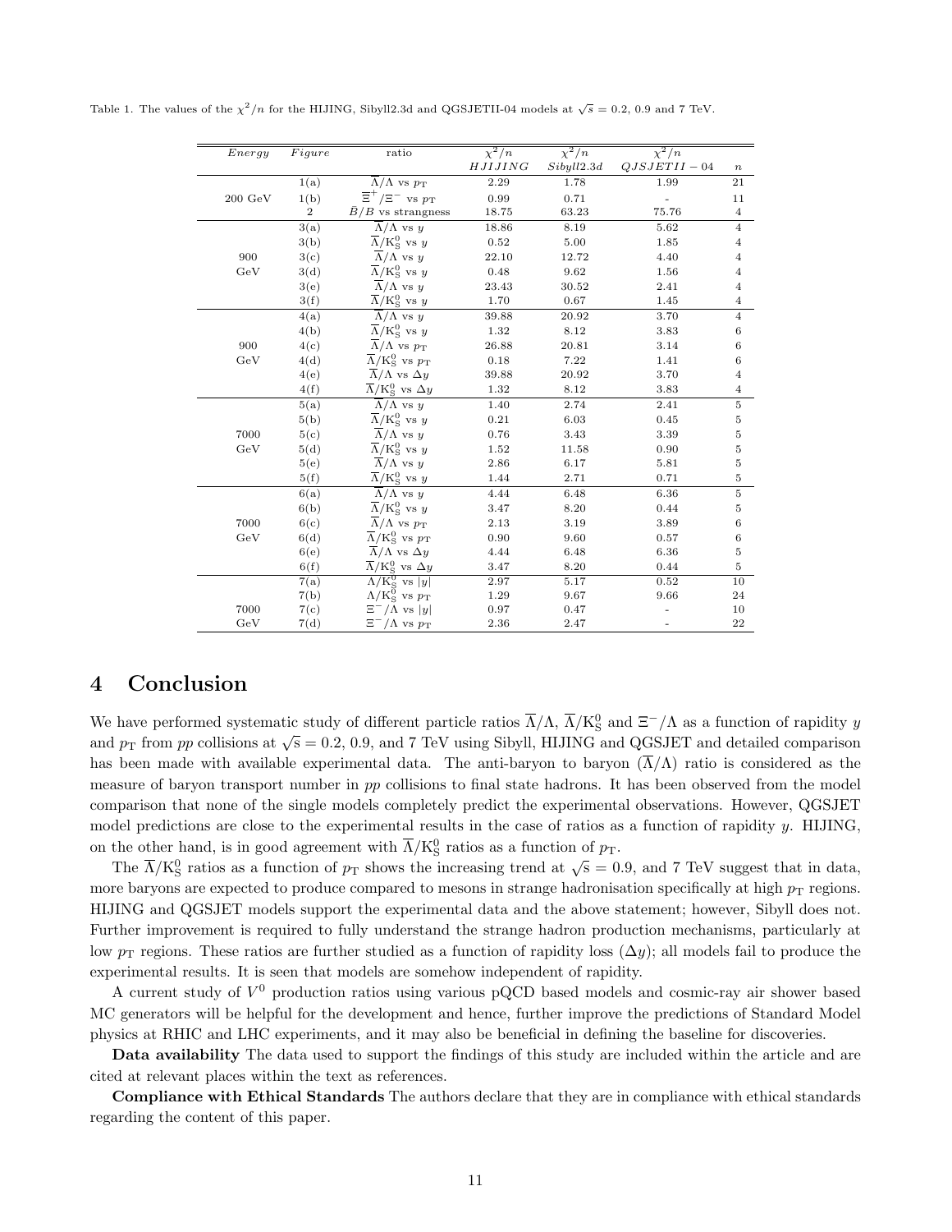Table 1. The values of the $\chi^2/n$ for the HIJING, Sibyll2.3d and QGSJETII-04 models at $\sqrt{s}$ = 0.2, 0.9 and 7 TeV.

| *Energy* | *Figure* | ratio | $\chi^2/n$ *HJIJING* | $\chi^2/n$ *Sibyll2.3d* | $\chi^2/n$ *QJSJETII − 04* | $n$ |
|---|---|---|---|---|---|---|
| | 1(a) | $\overline{\Lambda}/\Lambda$ vs $p_{\rm T}$ | 2.29 | 1.78 | 1.99 | 21 |
| 200 GeV | 1(b) | $\overline{\Xi}^{+}/\Xi^{-}$ vs $p_{\rm T}$ | 0.99 | 0.71 | - | 11 |
| | 2 | $\bar{B}/B$ vs strangeness | 18.75 | 63.23 | 75.76 | 4 |
| | 3(a) | $\overline{\Lambda}/\Lambda$ vs $y$ | 18.86 | 8.19 | 5.62 | 4 |
| | 3(b) | $\overline{\Lambda}/{\rm K}^0_{\rm S}$ vs $y$ | 0.52 | 5.00 | 1.85 | 4 |
| 900 | 3(c) | $\overline{\Lambda}/\Lambda$ vs $y$ | 22.10 | 12.72 | 4.40 | 4 |
| GeV | 3(d) | $\overline{\Lambda}/{\rm K}^0_{\rm S}$ vs $y$ | 0.48 | 9.62 | 1.56 | 4 |
| | 3(e) | $\overline{\Lambda}/\Lambda$ vs $y$ | 23.43 | 30.52 | 2.41 | 4 |
| | 3(f) | $\overline{\Lambda}/{\rm K}^0_{\rm S}$ vs $y$ | 1.70 | 0.67 | 1.45 | 4 |
| | 4(a) | $\overline{\Lambda}/\Lambda$ vs $y$ | 39.88 | 20.92 | 3.70 | 4 |
| | 4(b) | $\overline{\Lambda}/{\rm K}^0_{\rm S}$ vs $y$ | 1.32 | 8.12 | 3.83 | 6 |
| 900 | 4(c) | $\overline{\Lambda}/\Lambda$ vs $p_{\rm T}$ | 26.88 | 20.81 | 3.14 | 6 |
| GeV | 4(d) | $\overline{\Lambda}/{\rm K}^0_{\rm S}$ vs $p_{\rm T}$ | 0.18 | 7.22 | 1.41 | 6 |
| | 4(e) | $\overline{\Lambda}/\Lambda$ vs $\Delta y$ | 39.88 | 20.92 | 3.70 | 4 |
| | 4(f) | $\overline{\Lambda}/{\rm K}^0_{\rm S}$ vs $\Delta y$ | 1.32 | 8.12 | 3.83 | 4 |
| | 5(a) | $\overline{\Lambda}/\Lambda$ vs $y$ | 1.40 | 2.74 | 2.41 | 5 |
| | 5(b) | $\overline{\Lambda}/{\rm K}^0_{\rm S}$ vs $y$ | 0.21 | 6.03 | 0.45 | 5 |
| 7000 | 5(c) | $\overline{\Lambda}/\Lambda$ vs $y$ | 0.76 | 3.43 | 3.39 | 5 |
| GeV | 5(d) | $\overline{\Lambda}/{\rm K}^0_{\rm S}$ vs $y$ | 1.52 | 11.58 | 0.90 | 5 |
| | 5(e) | $\overline{\Lambda}/\Lambda$ vs $y$ | 2.86 | 6.17 | 5.81 | 5 |
| | 5(f) | $\overline{\Lambda}/{\rm K}^0_{\rm S}$ vs $y$ | 1.44 | 2.71 | 0.71 | 5 |
| | 6(a) | $\overline{\Lambda}/\Lambda$ vs $y$ | 4.44 | 6.48 | 6.36 | 5 |
| | 6(b) | $\overline{\Lambda}/{\rm K}^0_{\rm S}$ vs $y$ | 3.47 | 8.20 | 0.44 | 5 |
| 7000 | 6(c) | $\overline{\Lambda}/\Lambda$ vs $p_{\rm T}$ | 2.13 | 3.19 | 3.89 | 6 |
| GeV | 6(d) | $\overline{\Lambda}/{\rm K}^0_{\rm S}$ vs $p_{\rm T}$ | 0.90 | 9.60 | 0.57 | 6 |
| | 6(e) | $\overline{\Lambda}/\Lambda$ vs $\Delta y$ | 4.44 | 6.48 | 6.36 | 5 |
| | 6(f) | $\overline{\Lambda}/{\rm K}^0_{\rm S}$ vs $\Delta y$ | 3.47 | 8.20 | 0.44 | 5 |
| | 7(a) | $\Lambda/{\rm K}^0_{\rm S}$ vs $\lvert y \rvert$ | 2.97 | 5.17 | 0.52 | 10 |
| | 7(b) | $\Lambda/{\rm K}^0_{\rm S}$ vs $p_{\rm T}$ | 1.29 | 9.67 | 9.66 | 24 |
| 7000 | 7(c) | $\Xi^{-}/\Lambda$ vs $\lvert y \rvert$ | 0.97 | 0.47 | - | 10 |
| GeV | 7(d) | $\Xi^{-}/\Lambda$ vs $p_{\rm T}$ | 2.36 | 2.47 | - | 22 |

# 4 Conclusion

We have performed systematic study of different particle ratios $\overline{\Lambda}/\Lambda$, $\overline{\Lambda}/{\rm K}^0_{\rm S}$ and $\Xi^{-}/\Lambda$ as a function of rapidity $y$ and $p_{\rm T}$ from $pp$ collisions at $\sqrt{\rm s} = 0.2$, 0.9, and 7 TeV using Sibyll, HIJING and QGSJET and detailed comparison has been made with available experimental data. The anti-baryon to baryon ($\overline{\Lambda}/\Lambda$) ratio is considered as the measure of baryon transport number in $pp$ collisions to final state hadrons. It has been observed from the model comparison that none of the single models completely predict the experimental observations. However, QGSJET model predictions are close to the experimental results in the case of ratios as a function of rapidity $y$. HIJING, on the other hand, is in good agreement with $\overline{\Lambda}/{\rm K}^0_{\rm S}$ ratios as a function of $p_{\rm T}$.

The $\overline{\Lambda}/{\rm K}^0_{\rm S}$ ratios as a function of $p_{\rm T}$ shows the increasing trend at $\sqrt{\rm s} = 0.9$, and 7 TeV suggest that in data, more baryons are expected to produce compared to mesons in strange hadronisation specifically at high $p_{\rm T}$ regions. HIJING and QGSJET models support the experimental data and the above statement; however, Sibyll does not. Further improvement is required to fully understand the strange hadron production mechanisms, particularly at low $p_{\rm T}$ regions. These ratios are further studied as a function of rapidity loss ($\Delta y$); all models fail to produce the experimental results. It is seen that models are somehow independent of rapidity.

A current study of $V^0$ production ratios using various pQCD based models and cosmic-ray air shower based MC generators will be helpful for the development and hence, further improve the predictions of Standard Model physics at RHIC and LHC experiments, and it may also be beneficial in defining the baseline for discoveries.

**Data availability** The data used to support the findings of this study are included within the article and are cited at relevant places within the text as references.

**Compliance with Ethical Standards** The authors declare that they are in compliance with ethical standards regarding the content of this paper.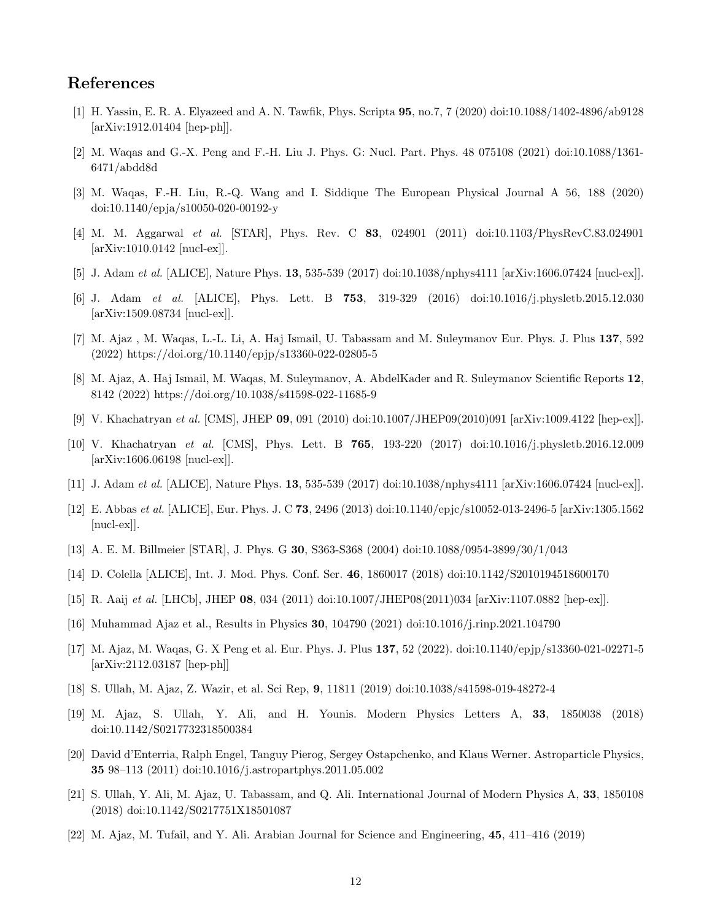## References

[1] H. Yassin, E. R. A. Elyazeed and A. N. Tawfik, Phys. Scripta **95**, no.7, 7 (2020) doi:10.1088/1402-4896/ab9128 [arXiv:1912.01404 [hep-ph]].

[2] M. Waqas and G.-X. Peng and F.-H. Liu J. Phys. G: Nucl. Part. Phys. 48 075108 (2021) doi:10.1088/1361-6471/abdd8d

[3] M. Waqas, F.-H. Liu, R.-Q. Wang and I. Siddique The European Physical Journal A 56, 188 (2020) doi:10.1140/epja/s10050-020-00192-y

[4] M. M. Aggarwal *et al.* [STAR], Phys. Rev. C **83**, 024901 (2011) doi:10.1103/PhysRevC.83.024901 [arXiv:1010.0142 [nucl-ex]].

[5] J. Adam *et al.* [ALICE], Nature Phys. **13**, 535-539 (2017) doi:10.1038/nphys4111 [arXiv:1606.07424 [nucl-ex]].

[6] J. Adam *et al.* [ALICE], Phys. Lett. B **753**, 319-329 (2016) doi:10.1016/j.physletb.2015.12.030 [arXiv:1509.08734 [nucl-ex]].

[7] M. Ajaz , M. Waqas, L.-L. Li, A. Haj Ismail, U. Tabassam and M. Suleymanov Eur. Phys. J. Plus **137**, 592 (2022) https://doi.org/10.1140/epjp/s13360-022-02805-5

[8] M. Ajaz, A. Haj Ismail, M. Waqas, M. Suleymanov, A. AbdelKader and R. Suleymanov Scientific Reports **12**, 8142 (2022) https://doi.org/10.1038/s41598-022-11685-9

[9] V. Khachatryan *et al.* [CMS], JHEP **09**, 091 (2010) doi:10.1007/JHEP09(2010)091 [arXiv:1009.4122 [hep-ex]].

[10] V. Khachatryan *et al.* [CMS], Phys. Lett. B **765**, 193-220 (2017) doi:10.1016/j.physletb.2016.12.009 [arXiv:1606.06198 [nucl-ex]].

[11] J. Adam *et al.* [ALICE], Nature Phys. **13**, 535-539 (2017) doi:10.1038/nphys4111 [arXiv:1606.07424 [nucl-ex]].

[12] E. Abbas *et al.* [ALICE], Eur. Phys. J. C **73**, 2496 (2013) doi:10.1140/epjc/s10052-013-2496-5 [arXiv:1305.1562 [nucl-ex]].

[13] A. E. M. Billmeier [STAR], J. Phys. G **30**, S363-S368 (2004) doi:10.1088/0954-3899/30/1/043

[14] D. Colella [ALICE], Int. J. Mod. Phys. Conf. Ser. **46**, 1860017 (2018) doi:10.1142/S2010194518600170

[15] R. Aaij *et al.* [LHCb], JHEP **08**, 034 (2011) doi:10.1007/JHEP08(2011)034 [arXiv:1107.0882 [hep-ex]].

[16] Muhammad Ajaz et al., Results in Physics **30**, 104790 (2021) doi:10.1016/j.rinp.2021.104790

[17] M. Ajaz, M. Waqas, G. X Peng et al. Eur. Phys. J. Plus **137**, 52 (2022). doi:10.1140/epjp/s13360-021-02271-5 [arXiv:2112.03187 [hep-ph]]

[18] S. Ullah, M. Ajaz, Z. Wazir, et al. Sci Rep, **9**, 11811 (2019) doi:10.1038/s41598-019-48272-4

[19] M. Ajaz, S. Ullah, Y. Ali, and H. Younis. Modern Physics Letters A, **33**, 1850038 (2018) doi:10.1142/S0217732318500384

[20] David d'Enterria, Ralph Engel, Tanguy Pierog, Sergey Ostapchenko, and Klaus Werner. Astroparticle Physics, **35** 98–113 (2011) doi:10.1016/j.astropartphys.2011.05.002

[21] S. Ullah, Y. Ali, M. Ajaz, U. Tabassam, and Q. Ali. International Journal of Modern Physics A, **33**, 1850108 (2018) doi:10.1142/S0217751X18501087

[22] M. Ajaz, M. Tufail, and Y. Ali. Arabian Journal for Science and Engineering, **45**, 411–416 (2019)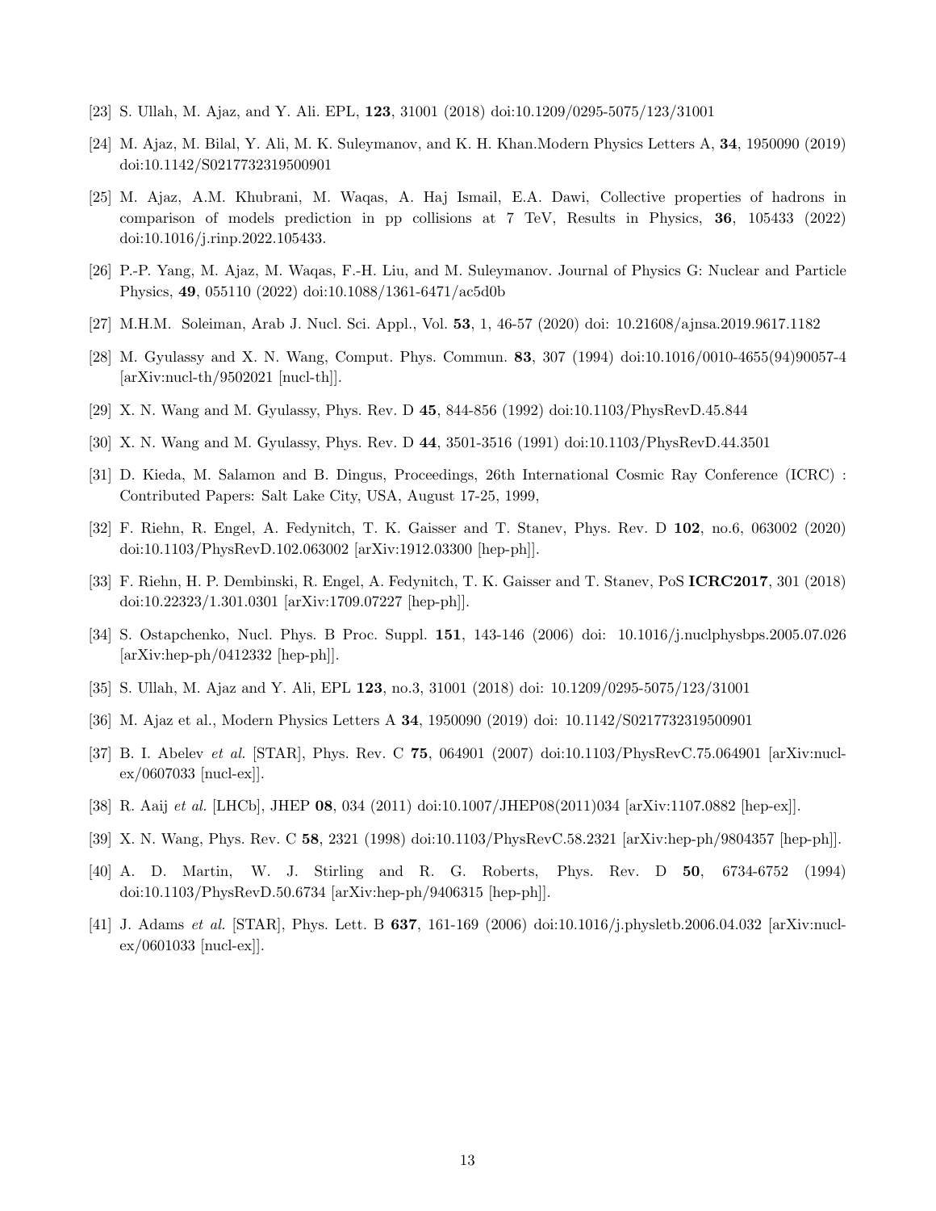[23] S. Ullah, M. Ajaz, and Y. Ali. EPL, **123**, 31001 (2018) doi:10.1209/0295-5075/123/31001

[24] M. Ajaz, M. Bilal, Y. Ali, M. K. Suleymanov, and K. H. Khan.Modern Physics Letters A, **34**, 1950090 (2019) doi:10.1142/S0217732319500901

[25] M. Ajaz, A.M. Khubrani, M. Waqas, A. Haj Ismail, E.A. Dawi, Collective properties of hadrons in comparison of models prediction in pp collisions at 7 TeV, Results in Physics, **36**, 105433 (2022) doi:10.1016/j.rinp.2022.105433.

[26] P.-P. Yang, M. Ajaz, M. Waqas, F.-H. Liu, and M. Suleymanov. Journal of Physics G: Nuclear and Particle Physics, **49**, 055110 (2022) doi:10.1088/1361-6471/ac5d0b

[27] M.H.M. Soleiman, Arab J. Nucl. Sci. Appl., Vol. **53**, 1, 46-57 (2020) doi: 10.21608/ajnsa.2019.9617.1182

[28] M. Gyulassy and X. N. Wang, Comput. Phys. Commun. **83**, 307 (1994) doi:10.1016/0010-4655(94)90057-4 [arXiv:nucl-th/9502021 [nucl-th]].

[29] X. N. Wang and M. Gyulassy, Phys. Rev. D **45**, 844-856 (1992) doi:10.1103/PhysRevD.45.844

[30] X. N. Wang and M. Gyulassy, Phys. Rev. D **44**, 3501-3516 (1991) doi:10.1103/PhysRevD.44.3501

[31] D. Kieda, M. Salamon and B. Dingus, Proceedings, 26th International Cosmic Ray Conference (ICRC) : Contributed Papers: Salt Lake City, USA, August 17-25, 1999,

[32] F. Riehn, R. Engel, A. Fedynitch, T. K. Gaisser and T. Stanev, Phys. Rev. D **102**, no.6, 063002 (2020) doi:10.1103/PhysRevD.102.063002 [arXiv:1912.03300 [hep-ph]].

[33] F. Riehn, H. P. Dembinski, R. Engel, A. Fedynitch, T. K. Gaisser and T. Stanev, PoS **ICRC2017**, 301 (2018) doi:10.22323/1.301.0301 [arXiv:1709.07227 [hep-ph]].

[34] S. Ostapchenko, Nucl. Phys. B Proc. Suppl. **151**, 143-146 (2006) doi: 10.1016/j.nuclphysbps.2005.07.026 [arXiv:hep-ph/0412332 [hep-ph]].

[35] S. Ullah, M. Ajaz and Y. Ali, EPL **123**, no.3, 31001 (2018) doi: 10.1209/0295-5075/123/31001

[36] M. Ajaz et al., Modern Physics Letters A **34**, 1950090 (2019) doi: 10.1142/S0217732319500901

[37] B. I. Abelev *et al.* [STAR], Phys. Rev. C **75**, 064901 (2007) doi:10.1103/PhysRevC.75.064901 [arXiv:nucl-ex/0607033 [nucl-ex]].

[38] R. Aaij *et al.* [LHCb], JHEP **08**, 034 (2011) doi:10.1007/JHEP08(2011)034 [arXiv:1107.0882 [hep-ex]].

[39] X. N. Wang, Phys. Rev. C **58**, 2321 (1998) doi:10.1103/PhysRevC.58.2321 [arXiv:hep-ph/9804357 [hep-ph]].

[40] A. D. Martin, W. J. Stirling and R. G. Roberts, Phys. Rev. D **50**, 6734-6752 (1994) doi:10.1103/PhysRevD.50.6734 [arXiv:hep-ph/9406315 [hep-ph]].

[41] J. Adams *et al.* [STAR], Phys. Lett. B **637**, 161-169 (2006) doi:10.1016/j.physletb.2006.04.032 [arXiv:nucl-ex/0601033 [nucl-ex]].